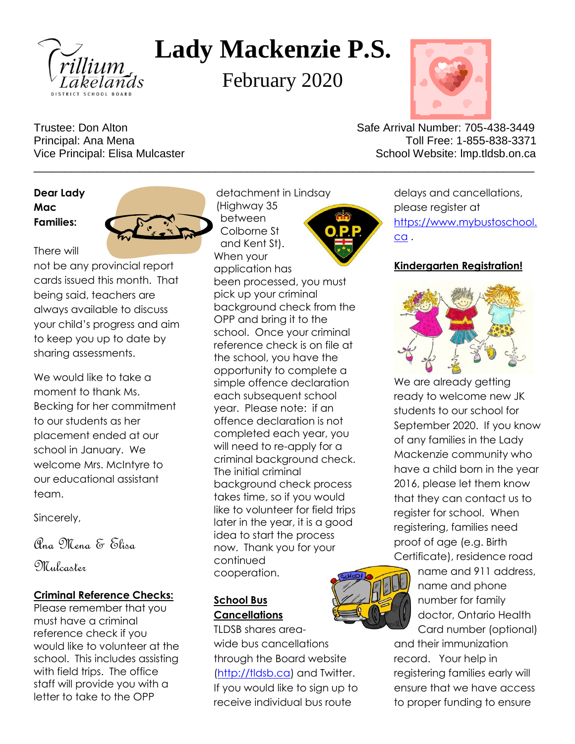# Lady Mackenzie P.S.

February 2020

Trustee: Don Alton
Principal: Ana Mena
Vice Principal: Elisa Mulcaster

Safe Arrival Number: 705-438-3449
Toll Free: 1-855-838-3371
School Website: lmp.tldsb.on.ca

---

**Dear Lady Mac Families:**

There will not be any provincial report cards issued this month. That being said, teachers are always available to discuss your child's progress and aim to keep you up to date by sharing assessments.

We would like to take a moment to thank Ms. Becking for her commitment to our students as her placement ended at our school in January. We welcome Mrs. McIntyre to our educational assistant team.

Sincerely,

*Ana Mena & Elisa Mulcaster*

## Criminal Reference Checks:

Please remember that you must have a criminal reference check if you would like to volunteer at the school. This includes assisting with field trips. The office staff will provide you with a letter to take to the OPP detachment in Lindsay (Highway 35 between Colborne St and Kent St). When your application has been processed, you must pick up your criminal background check from the OPP and bring it to the school. Once your criminal reference check is on file at the school, you have the opportunity to complete a simple offence declaration each subsequent school year. Please note: if an offence declaration is not completed each year, you will need to re-apply for a criminal background check. The initial criminal background check process takes time, so if you would like to volunteer for field trips later in the year, it is a good idea to start the process now. Thank you for your continued cooperation.

## School Bus Cancellations

TLDSB shares area-wide bus cancellations through the Board website (http://tldsb.ca) and Twitter. If you would like to sign up to receive individual bus route delays and cancellations, please register at https://www.mybustoschool.ca .

## Kindergarten Registration!

We are already getting ready to welcome new JK students to our school for September 2020. If you know of any families in the Lady Mackenzie community who have a child born in the year 2016, please let them know that they can contact us to register for school. When registering, families need proof of age (e.g. Birth Certificate), residence road name and 911 address, name and phone number for family doctor, Ontario Health Card number (optional) and their immunization record. Your help in registering families early will ensure that we have access to proper funding to ensure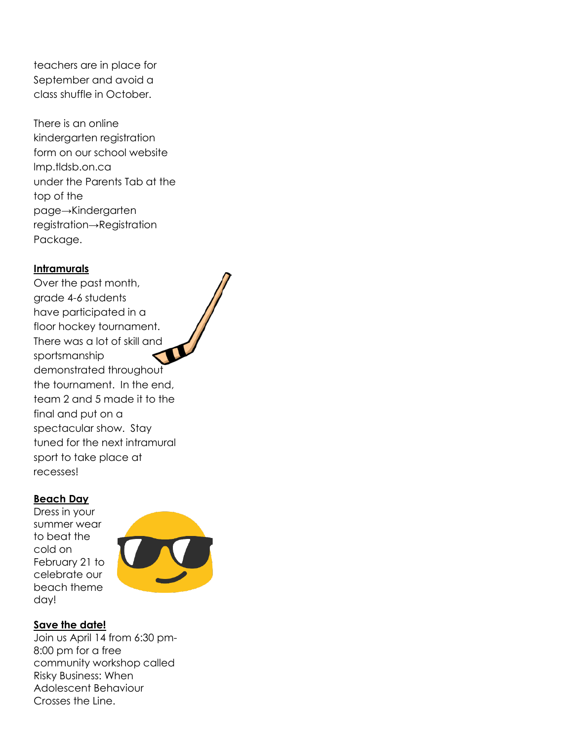teachers are in place for September and avoid a class shuffle in October.

There is an online kindergarten registration form on our school website lmp.tldsb.on.ca under the Parents Tab at the top of the page→Kindergarten registration→Registration Package.

**Intramurals**

Over the past month, grade 4-6 students have participated in a floor hockey tournament. There was a lot of skill and sportsmanship demonstrated throughout the tournament. In the end, team 2 and 5 made it to the final and put on a spectacular show. Stay tuned for the next intramural sport to take place at recesses!

**Beach Day**

Dress in your summer wear to beat the cold on February 21 to celebrate our beach theme day!

**Save the date!**

Join us April 14 from 6:30 pm-8:00 pm for a free community workshop called Risky Business: When Adolescent Behaviour Crosses the Line.